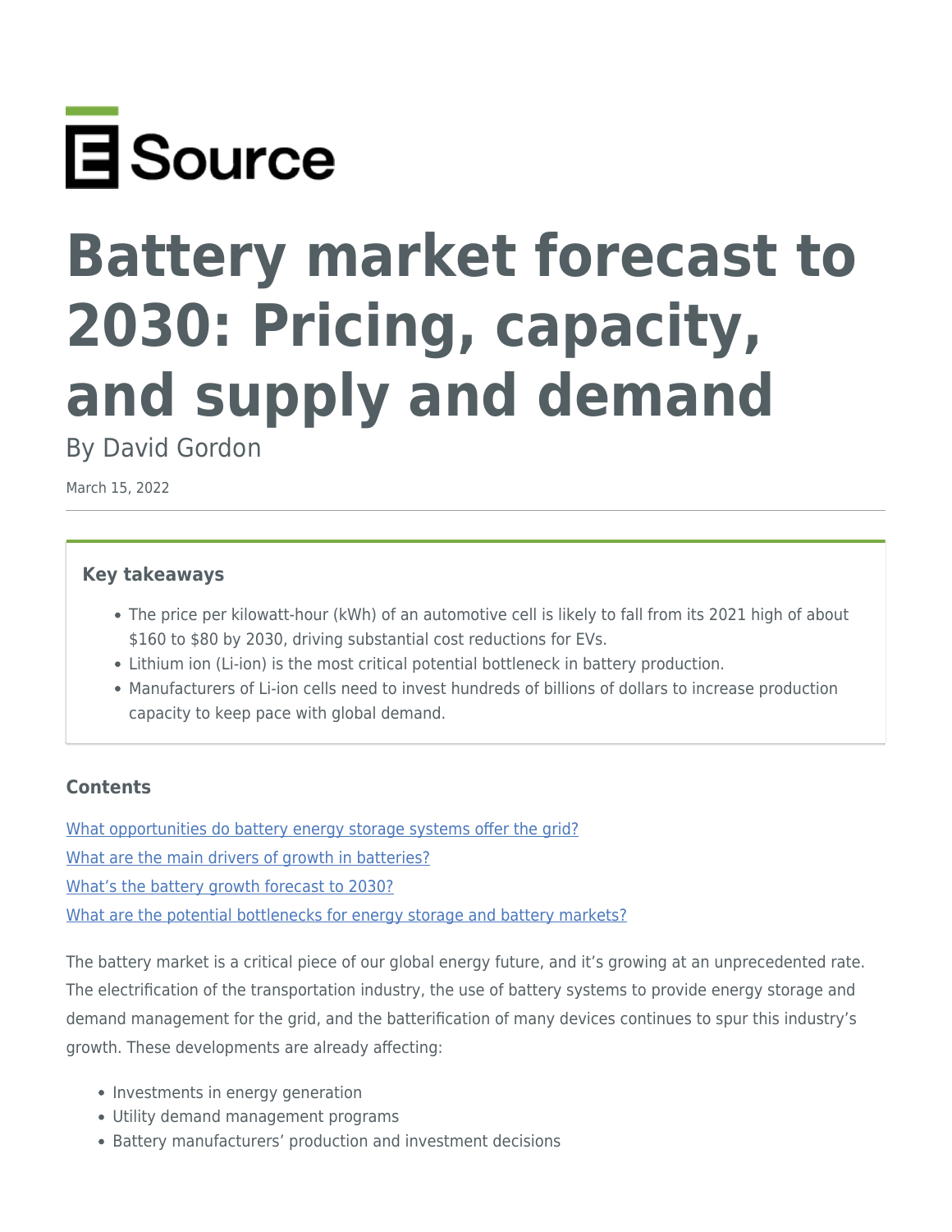E Source

# Battery market forecast to 2030: Pricing, capacity, and supply and demand

By David Gordon

March 15, 2022

### Key takeaways

- The price per kilowatt-hour (kWh) of an automotive cell is likely to fall from its 2021 high of about $160 to $80 by 2030, driving substantial cost reductions for EVs.
- Lithium ion (Li-ion) is the most critical potential bottleneck in battery production.
- Manufacturers of Li-ion cells need to invest hundreds of billions of dollars to increase production capacity to keep pace with global demand.

### Contents

[What opportunities do battery energy storage systems offer the grid?]

[What are the main drivers of growth in batteries?]

[What's the battery growth forecast to 2030?]

[What are the potential bottlenecks for energy storage and battery markets?]

The battery market is a critical piece of our global energy future, and it's growing at an unprecedented rate. The electrification of the transportation industry, the use of battery systems to provide energy storage and demand management for the grid, and the batterification of many devices continues to spur this industry's growth. These developments are already affecting:

- Investments in energy generation
- Utility demand management programs
- Battery manufacturers' production and investment decisions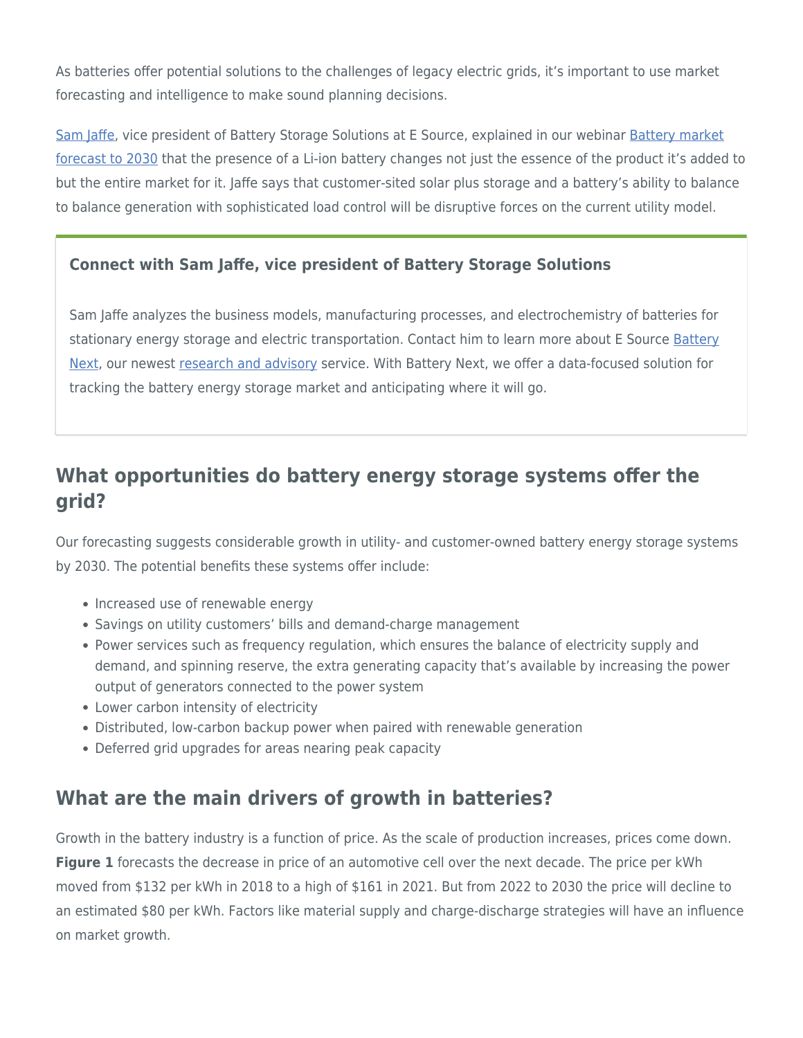As batteries offer potential solutions to the challenges of legacy electric grids, it's important to use market forecasting and intelligence to make sound planning decisions.

Sam Jaffe, vice president of Battery Storage Solutions at E Source, explained in our webinar Battery market forecast to 2030 that the presence of a Li-ion battery changes not just the essence of the product it's added to but the entire market for it. Jaffe says that customer-sited solar plus storage and a battery's ability to balance to balance generation with sophisticated load control will be disruptive forces on the current utility model.

### Connect with Sam Jaffe, vice president of Battery Storage Solutions

Sam Jaffe analyzes the business models, manufacturing processes, and electrochemistry of batteries for stationary energy storage and electric transportation. Contact him to learn more about E Source Battery Next, our newest research and advisory service. With Battery Next, we offer a data-focused solution for tracking the battery energy storage market and anticipating where it will go.

## What opportunities do battery energy storage systems offer the grid?

Our forecasting suggests considerable growth in utility- and customer-owned battery energy storage systems by 2030. The potential benefits these systems offer include:

- Increased use of renewable energy
- Savings on utility customers' bills and demand-charge management
- Power services such as frequency regulation, which ensures the balance of electricity supply and demand, and spinning reserve, the extra generating capacity that's available by increasing the power output of generators connected to the power system
- Lower carbon intensity of electricity
- Distributed, low-carbon backup power when paired with renewable generation
- Deferred grid upgrades for areas nearing peak capacity

## What are the main drivers of growth in batteries?

Growth in the battery industry is a function of price. As the scale of production increases, prices come down. **Figure 1** forecasts the decrease in price of an automotive cell over the next decade. The price per kWh moved from $132 per kWh in 2018 to a high of $161 in 2021. But from 2022 to 2030 the price will decline to an estimated $80 per kWh. Factors like material supply and charge-discharge strategies will have an influence on market growth.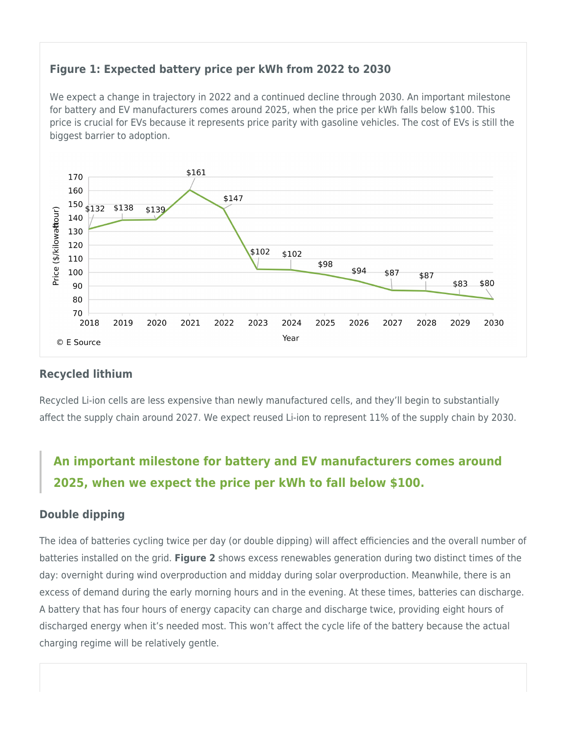**Figure 1: Expected battery price per kWh from 2022 to 2030**

We expect a change in trajectory in 2022 and a continued decline through 2030. An important milestone for battery and EV manufacturers comes around 2025, when the price per kWh falls below $100. This price is crucial for EVs because it represents price parity with gasoline vehicles. The cost of EVs is still the biggest barrier to adoption.

| Year | Price ($/kilowatt-hour) |
|---|---|
| 2018 | $132 |
| 2019 | $138 |
| 2020 | $139 |
| 2021 | $161 |
| 2022 | $147 |
| 2023 | $102 |
| 2024 | $102 |
| 2025 | $98 |
| 2026 | $94 |
| 2027 | $87 |
| 2028 | $87 |
| 2029 | $83 |
| 2030 | $80 |

© E Source

### Recycled lithium

Recycled Li-ion cells are less expensive than newly manufactured cells, and they'll begin to substantially affect the supply chain around 2027. We expect reused Li-ion to represent 11% of the supply chain by 2030.

> **An important milestone for battery and EV manufacturers comes around 2025, when we expect the price per kWh to fall below $100.**

### Double dipping

The idea of batteries cycling twice per day (or double dipping) will affect efficiencies and the overall number of batteries installed on the grid. **Figure 2** shows excess renewables generation during two distinct times of the day: overnight during wind overproduction and midday during solar overproduction. Meanwhile, there is an excess of demand during the early morning hours and in the evening. At these times, batteries can discharge. A battery that has four hours of energy capacity can charge and discharge twice, providing eight hours of discharged energy when it's needed most. This won't affect the cycle life of the battery because the actual charging regime will be relatively gentle.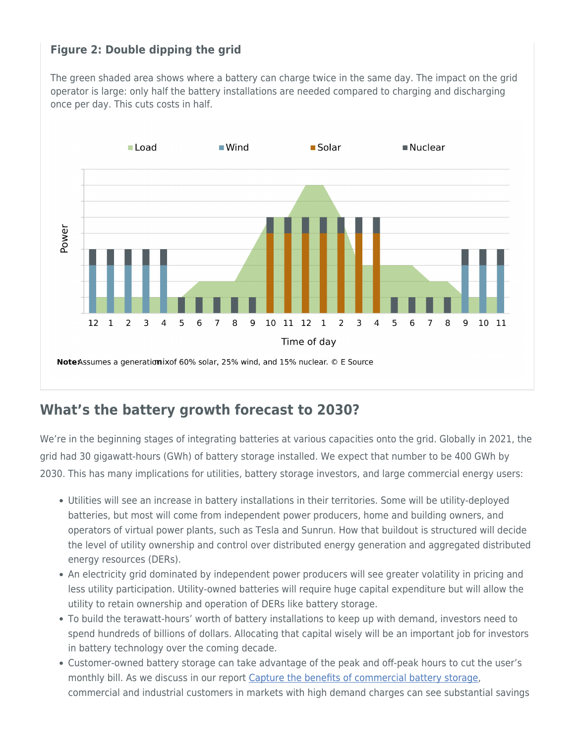### Figure 2: Double dipping the grid

The green shaded area shows where a battery can charge twice in the same day. The impact on the grid operator is large: only half the battery installations are needed compared to charging and discharging once per day. This cuts costs in half.

Load | Wind | Solar | Nuclear

Power

12 1 2 3 4 5 6 7 8 9 10 11 12 1 2 3 4 5 6 7 8 9 10 11

Time of day

**Note:** Assumes a generation mix of 60% solar, 25% wind, and 15% nuclear. © E Source

## What's the battery growth forecast to 2030?

We're in the beginning stages of integrating batteries at various capacities onto the grid. Globally in 2021, the grid had 30 gigawatt-hours (GWh) of battery storage installed. We expect that number to be 400 GWh by 2030. This has many implications for utilities, battery storage investors, and large commercial energy users:

- Utilities will see an increase in battery installations in their territories. Some will be utility-deployed batteries, but most will come from independent power producers, home and building owners, and operators of virtual power plants, such as Tesla and Sunrun. How that buildout is structured will decide the level of utility ownership and control over distributed energy generation and aggregated distributed energy resources (DERs).
- An electricity grid dominated by independent power producers will see greater volatility in pricing and less utility participation. Utility-owned batteries will require huge capital expenditure but will allow the utility to retain ownership and operation of DERs like battery storage.
- To build the terawatt-hours' worth of battery installations to keep up with demand, investors need to spend hundreds of billions of dollars. Allocating that capital wisely will be an important job for investors in battery technology over the coming decade.
- Customer-owned battery storage can take advantage of the peak and off-peak hours to cut the user's monthly bill. As we discuss in our report [Capture the benefits of commercial battery storage](), commercial and industrial customers in markets with high demand charges can see substantial savings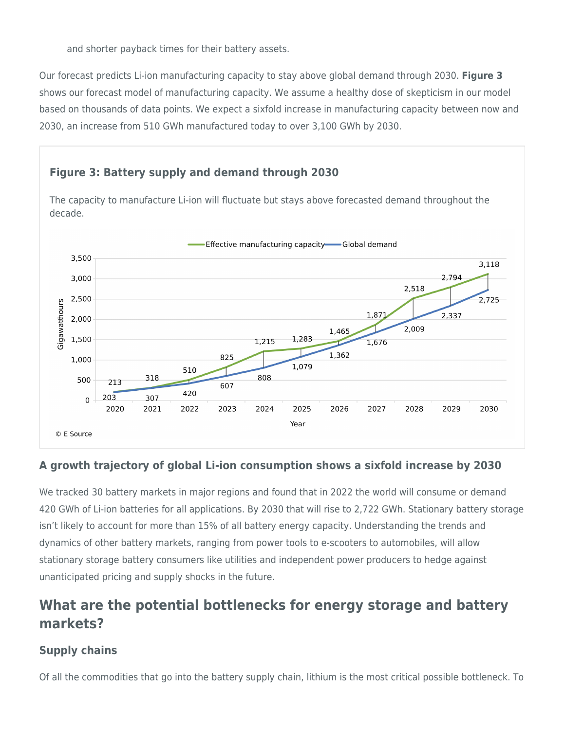and shorter payback times for their battery assets.

Our forecast predicts Li-ion manufacturing capacity to stay above global demand through 2030. **Figure 3** shows our forecast model of manufacturing capacity. We assume a healthy dose of skepticism in our model based on thousands of data points. We expect a sixfold increase in manufacturing capacity between now and 2030, an increase from 510 GWh manufactured today to over 3,100 GWh by 2030.

### Figure 3: Battery supply and demand through 2030

The capacity to manufacture Li-ion will fluctuate but stays above forecasted demand throughout the decade.

| Year | Effective manufacturing capacity (GWh) | Global demand (GWh) |
|---|---|---|
| 2020 | 213 | 203 |
| 2021 | 318 | 307 |
| 2022 | 510 | 420 |
| 2023 | 825 | 607 |
| 2024 | 1,215 | 808 |
| 2025 | 1,283 | 1,079 |
| 2026 | 1,465 | 1,362 |
| 2027 | 1,871 | 1,676 |
| 2028 | 2,518 | 2,009 |
| 2029 | 2,794 | 2,337 |
| 2030 | 3,118 | 2,725 |

© E Source

### A growth trajectory of global Li-ion consumption shows a sixfold increase by 2030

We tracked 30 battery markets in major regions and found that in 2022 the world will consume or demand 420 GWh of Li-ion batteries for all applications. By 2030 that will rise to 2,722 GWh. Stationary battery storage isn't likely to account for more than 15% of all battery energy capacity. Understanding the trends and dynamics of other battery markets, ranging from power tools to e-scooters to automobiles, will allow stationary storage battery consumers like utilities and independent power producers to hedge against unanticipated pricing and supply shocks in the future.

## What are the potential bottlenecks for energy storage and battery markets?

### Supply chains

Of all the commodities that go into the battery supply chain, lithium is the most critical possible bottleneck. To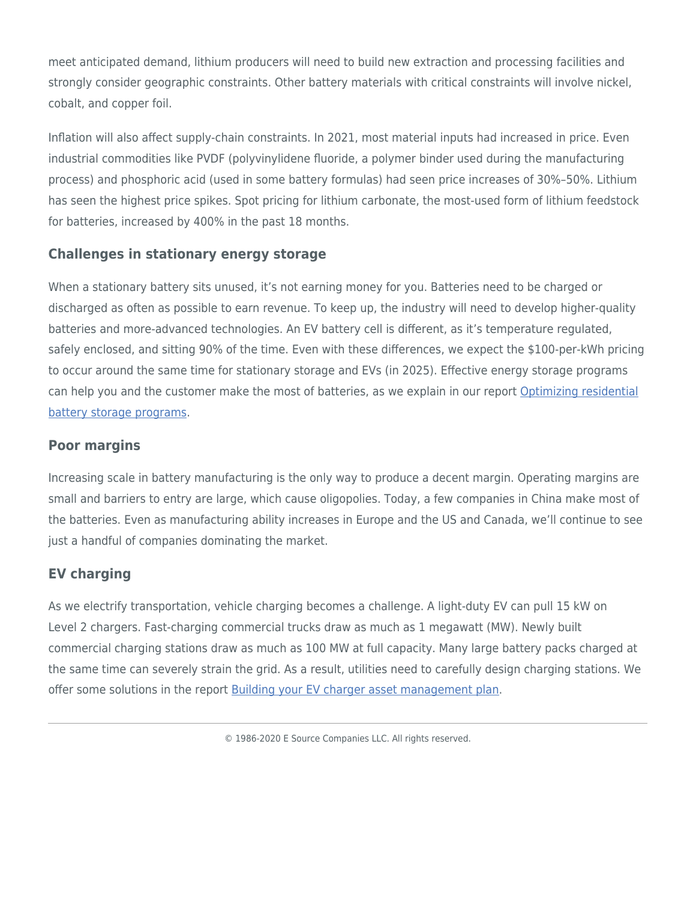meet anticipated demand, lithium producers will need to build new extraction and processing facilities and strongly consider geographic constraints. Other battery materials with critical constraints will involve nickel, cobalt, and copper foil.

Inflation will also affect supply-chain constraints. In 2021, most material inputs had increased in price. Even industrial commodities like PVDF (polyvinylidene fluoride, a polymer binder used during the manufacturing process) and phosphoric acid (used in some battery formulas) had seen price increases of 30%–50%. Lithium has seen the highest price spikes. Spot pricing for lithium carbonate, the most-used form of lithium feedstock for batteries, increased by 400% in the past 18 months.

### Challenges in stationary energy storage

When a stationary battery sits unused, it's not earning money for you. Batteries need to be charged or discharged as often as possible to earn revenue. To keep up, the industry will need to develop higher-quality batteries and more-advanced technologies. An EV battery cell is different, as it's temperature regulated, safely enclosed, and sitting 90% of the time. Even with these differences, we expect the $100-per-kWh pricing to occur around the same time for stationary storage and EVs (in 2025). Effective energy storage programs can help you and the customer make the most of batteries, as we explain in our report [Optimizing residential battery storage programs].

### Poor margins

Increasing scale in battery manufacturing is the only way to produce a decent margin. Operating margins are small and barriers to entry are large, which cause oligopolies. Today, a few companies in China make most of the batteries. Even as manufacturing ability increases in Europe and the US and Canada, we'll continue to see just a handful of companies dominating the market.

### EV charging

As we electrify transportation, vehicle charging becomes a challenge. A light-duty EV can pull 15 kW on Level 2 chargers. Fast-charging commercial trucks draw as much as 1 megawatt (MW). Newly built commercial charging stations draw as much as 100 MW at full capacity. Many large battery packs charged at the same time can severely strain the grid. As a result, utilities need to carefully design charging stations. We offer some solutions in the report [Building your EV charger asset management plan].

© 1986-2020 E Source Companies LLC. All rights reserved.